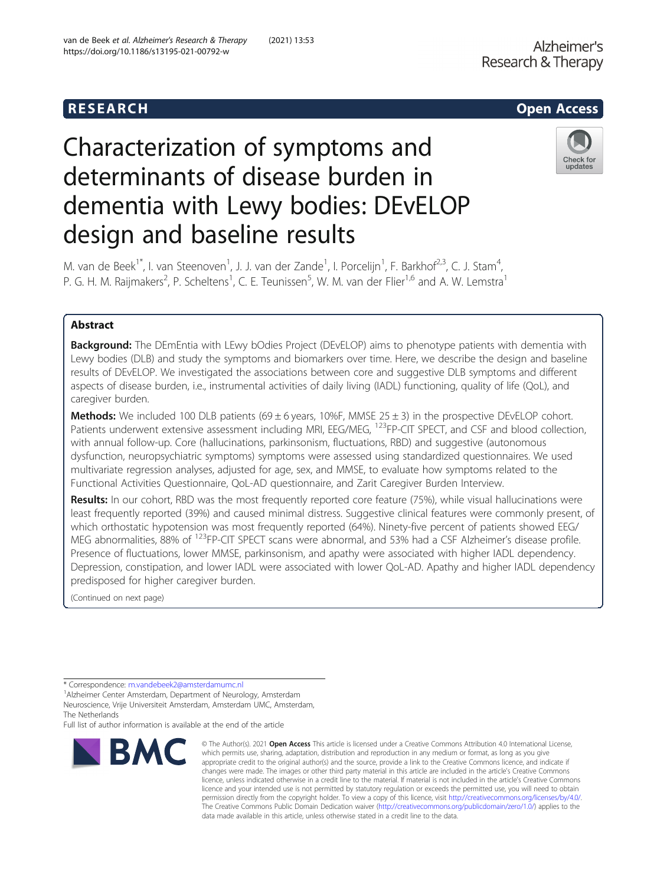RESEARCH

Open Access

# Characterization of symptoms and determinants of disease burden in dementia with Lewy bodies: DEvELOP design and baseline results

M. van de Beek[1*], I. van Steenoven[1], J. J. van der Zande[1], I. Porcelijn[1], F. Barkhof[2,3], C. J. Stam[4], P. G. H. M. Raijmakers[2], P. Scheltens[1], C. E. Teunissen[5], W. M. van der Flier[1,6] and A. W. Lemstra[1]

## Abstract

**Background:** The DEmEntia with LEwy bOdies Project (DEvELOP) aims to phenotype patients with dementia with Lewy bodies (DLB) and study the symptoms and biomarkers over time. Here, we describe the design and baseline results of DEvELOP. We investigated the associations between core and suggestive DLB symptoms and different aspects of disease burden, i.e., instrumental activities of daily living (IADL) functioning, quality of life (QoL), and caregiver burden.

**Methods:** We included 100 DLB patients (69 ± 6 years, 10%F, MMSE 25 ± 3) in the prospective DEvELOP cohort. Patients underwent extensive assessment including MRI, EEG/MEG, $^{123}$FP-CIT SPECT, and CSF and blood collection, with annual follow-up. Core (hallucinations, parkinsonism, fluctuations, RBD) and suggestive (autonomous dysfunction, neuropsychiatric symptoms) symptoms were assessed using standardized questionnaires. We used multivariate regression analyses, adjusted for age, sex, and MMSE, to evaluate how symptoms related to the Functional Activities Questionnaire, QoL-AD questionnaire, and Zarit Caregiver Burden Interview.

**Results:** In our cohort, RBD was the most frequently reported core feature (75%), while visual hallucinations were least frequently reported (39%) and caused minimal distress. Suggestive clinical features were commonly present, of which orthostatic hypotension was most frequently reported (64%). Ninety-five percent of patients showed EEG/MEG abnormalities, 88% of $^{123}$FP-CIT SPECT scans were abnormal, and 53% had a CSF Alzheimer's disease profile. Presence of fluctuations, lower MMSE, parkinsonism, and apathy were associated with higher IADL dependency. Depression, constipation, and lower IADL were associated with lower QoL-AD. Apathy and higher IADL dependency predisposed for higher caregiver burden.

(Continued on next page)

\* Correspondence: m.vandebeek2@amsterdamumc.nl

[1]Alzheimer Center Amsterdam, Department of Neurology, Amsterdam Neuroscience, Vrije Universiteit Amsterdam, Amsterdam UMC, Amsterdam, The Netherlands

Full list of author information is available at the end of the article

© The Author(s). 2021 **Open Access** This article is licensed under a Creative Commons Attribution 4.0 International License, which permits use, sharing, adaptation, distribution and reproduction in any medium or format, as long as you give appropriate credit to the original author(s) and the source, provide a link to the Creative Commons licence, and indicate if changes were made. The images or other third party material in this article are included in the article's Creative Commons licence, unless indicated otherwise in a credit line to the material. If material is not included in the article's Creative Commons licence and your intended use is not permitted by statutory regulation or exceeds the permitted use, you will need to obtain permission directly from the copyright holder. To view a copy of this licence, visit http://creativecommons.org/licenses/by/4.0/. The Creative Commons Public Domain Dedication waiver (http://creativecommons.org/publicdomain/zero/1.0/) applies to the data made available in this article, unless otherwise stated in a credit line to the data.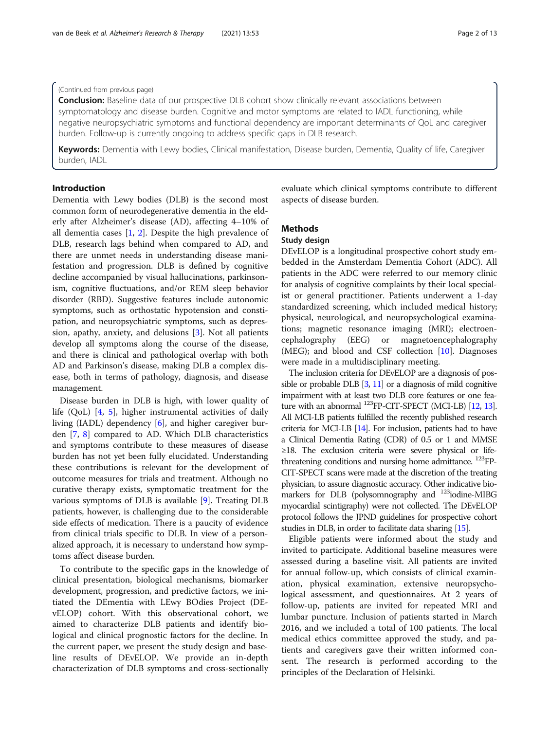(Continued from previous page)

**Conclusion:** Baseline data of our prospective DLB cohort show clinically relevant associations between symptomatology and disease burden. Cognitive and motor symptoms are related to IADL functioning, while negative neuropsychiatric symptoms and functional dependency are important determinants of QoL and caregiver burden. Follow-up is currently ongoing to address specific gaps in DLB research.

**Keywords:** Dementia with Lewy bodies, Clinical manifestation, Disease burden, Dementia, Quality of life, Caregiver burden, IADL

## Introduction

Dementia with Lewy bodies (DLB) is the second most common form of neurodegenerative dementia in the elderly after Alzheimer's disease (AD), affecting 4–10% of all dementia cases [1, 2]. Despite the high prevalence of DLB, research lags behind when compared to AD, and there are unmet needs in understanding disease manifestation and progression. DLB is defined by cognitive decline accompanied by visual hallucinations, parkinsonism, cognitive fluctuations, and/or REM sleep behavior disorder (RBD). Suggestive features include autonomic symptoms, such as orthostatic hypotension and constipation, and neuropsychiatric symptoms, such as depression, apathy, anxiety, and delusions [3]. Not all patients develop all symptoms along the course of the disease, and there is clinical and pathological overlap with both AD and Parkinson's disease, making DLB a complex disease, both in terms of pathology, diagnosis, and disease management.

Disease burden in DLB is high, with lower quality of life (QoL) [4, 5], higher instrumental activities of daily living (IADL) dependency [6], and higher caregiver burden [7, 8] compared to AD. Which DLB characteristics and symptoms contribute to these measures of disease burden has not yet been fully elucidated. Understanding these contributions is relevant for the development of outcome measures for trials and treatment. Although no curative therapy exists, symptomatic treatment for the various symptoms of DLB is available [9]. Treating DLB patients, however, is challenging due to the considerable side effects of medication. There is a paucity of evidence from clinical trials specific to DLB. In view of a personalized approach, it is necessary to understand how symptoms affect disease burden.

To contribute to the specific gaps in the knowledge of clinical presentation, biological mechanisms, biomarker development, progression, and predictive factors, we initiated the DEmentia with LEwy BOdies Project (DEvELOP) cohort. With this observational cohort, we aimed to characterize DLB patients and identify biological and clinical prognostic factors for the decline. In the current paper, we present the study design and baseline results of DEvELOP. We provide an in-depth characterization of DLB symptoms and cross-sectionally evaluate which clinical symptoms contribute to different aspects of disease burden.

## Methods

### Study design

DEvELOP is a longitudinal prospective cohort study embedded in the Amsterdam Dementia Cohort (ADC). All patients in the ADC were referred to our memory clinic for analysis of cognitive complaints by their local specialist or general practitioner. Patients underwent a 1-day standardized screening, which included medical history; physical, neurological, and neuropsychological examinations; magnetic resonance imaging (MRI); electroencephalography (EEG) or magnetoencephalography (MEG); and blood and CSF collection [10]. Diagnoses were made in a multidisciplinary meeting.

The inclusion criteria for DEvELOP are a diagnosis of possible or probable DLB [3, 11] or a diagnosis of mild cognitive impairment with at least two DLB core features or one feature with an abnormal $^{123}$FP-CIT-SPECT (MCI-LB) [12, 13]. All MCI-LB patients fulfilled the recently published research criteria for MCI-LB [14]. For inclusion, patients had to have a Clinical Dementia Rating (CDR) of 0.5 or 1 and MMSE ≥18. The exclusion criteria were severe physical or life-threatening conditions and nursing home admittance. $^{123}$FP-CIT-SPECT scans were made at the discretion of the treating physician, to assure diagnostic accuracy. Other indicative biomarkers for DLB (polysomnography and $^{123}$iodine-MIBG myocardial scintigraphy) were not collected. The DEvELOP protocol follows the JPND guidelines for prospective cohort studies in DLB, in order to facilitate data sharing [15].

Eligible patients were informed about the study and invited to participate. Additional baseline measures were assessed during a baseline visit. All patients are invited for annual follow-up, which consists of clinical examination, physical examination, extensive neuropsychological assessment, and questionnaires. At 2 years of follow-up, patients are invited for repeated MRI and lumbar puncture. Inclusion of patients started in March 2016, and we included a total of 100 patients. The local medical ethics committee approved the study, and patients and caregivers gave their written informed consent. The research is performed according to the principles of the Declaration of Helsinki.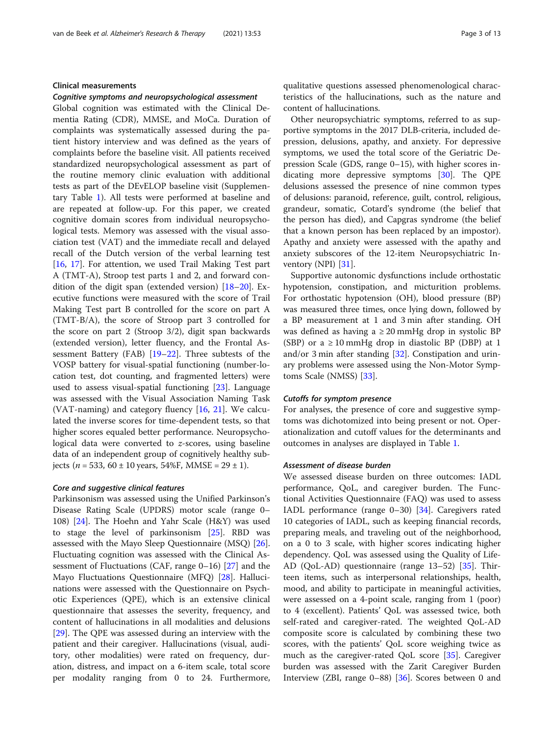## Clinical measurements

### Cognitive symptoms and neuropsychological assessment

Global cognition was estimated with the Clinical Dementia Rating (CDR), MMSE, and MoCa. Duration of complaints was systematically assessed during the patient history interview and was defined as the years of complaints before the baseline visit. All patients received standardized neuropsychological assessment as part of the routine memory clinic evaluation with additional tests as part of the DEvELOP baseline visit (Supplementary Table 1). All tests were performed at baseline and are repeated at follow-up. For this paper, we created cognitive domain scores from individual neuropsychological tests. Memory was assessed with the visual association test (VAT) and the immediate recall and delayed recall of the Dutch version of the verbal learning test [16, 17]. For attention, we used Trail Making Test part A (TMT-A), Stroop test parts 1 and 2, and forward condition of the digit span (extended version) [18–20]. Executive functions were measured with the score of Trail Making Test part B controlled for the score on part A (TMT-B/A), the score of Stroop part 3 controlled for the score on part 2 (Stroop 3/2), digit span backwards (extended version), letter fluency, and the Frontal Assessment Battery (FAB) [19–22]. Three subtests of the VOSP battery for visual-spatial functioning (number-location test, dot counting, and fragmented letters) were used to assess visual-spatial functioning [23]. Language was assessed with the Visual Association Naming Task (VAT-naming) and category fluency [16, 21]. We calculated the inverse scores for time-dependent tests, so that higher scores equaled better performance. Neuropsychological data were converted to *z*-scores, using baseline data of an independent group of cognitively healthy subjects ($n = 533$, $60 \pm 10$ years, 54%F, MMSE = $29 \pm 1$).

### Core and suggestive clinical features

Parkinsonism was assessed using the Unified Parkinson's Disease Rating Scale (UPDRS) motor scale (range 0–108) [24]. The Hoehn and Yahr Scale (H&Y) was used to stage the level of parkinsonism [25]. RBD was assessed with the Mayo Sleep Questionnaire (MSQ) [26]. Fluctuating cognition was assessed with the Clinical Assessment of Fluctuations (CAF, range 0–16) [27] and the Mayo Fluctuations Questionnaire (MFQ) [28]. Hallucinations were assessed with the Questionnaire on Psychotic Experiences (QPE), which is an extensive clinical questionnaire that assesses the severity, frequency, and content of hallucinations in all modalities and delusions [29]. The QPE was assessed during an interview with the patient and their caregiver. Hallucinations (visual, auditory, other modalities) were rated on frequency, duration, distress, and impact on a 6-item scale, total score per modality ranging from 0 to 24. Furthermore, qualitative questions assessed phenomenological characteristics of the hallucinations, such as the nature and content of hallucinations.

Other neuropsychiatric symptoms, referred to as supportive symptoms in the 2017 DLB-criteria, included depression, delusions, apathy, and anxiety. For depressive symptoms, we used the total score of the Geriatric Depression Scale (GDS, range 0–15), with higher scores indicating more depressive symptoms [30]. The QPE delusions assessed the presence of nine common types of delusions: paranoid, reference, guilt, control, religious, grandeur, somatic, Cotard's syndrome (the belief that the person has died), and Capgras syndrome (the belief that a known person has been replaced by an impostor). Apathy and anxiety were assessed with the apathy and anxiety subscores of the 12-item Neuropsychiatric Inventory (NPI) [31].

Supportive autonomic dysfunctions include orthostatic hypotension, constipation, and micturition problems. For orthostatic hypotension (OH), blood pressure (BP) was measured three times, once lying down, followed by a BP measurement at 1 and 3 min after standing. OH was defined as having a $\geq 20$ mmHg drop in systolic BP (SBP) or a $\geq 10$ mmHg drop in diastolic BP (DBP) at 1 and/or 3 min after standing [32]. Constipation and urinary problems were assessed using the Non-Motor Symptoms Scale (NMSS) [33].

### Cutoffs for symptom presence

For analyses, the presence of core and suggestive symptoms was dichotomized into being present or not. Operationalization and cutoff values for the determinants and outcomes in analyses are displayed in Table 1.

### Assessment of disease burden

We assessed disease burden on three outcomes: IADL performance, QoL, and caregiver burden. The Functional Activities Questionnaire (FAQ) was used to assess IADL performance (range 0–30) [34]. Caregivers rated 10 categories of IADL, such as keeping financial records, preparing meals, and traveling out of the neighborhood, on a 0 to 3 scale, with higher scores indicating higher dependency. QoL was assessed using the Quality of Life-AD (QoL-AD) questionnaire (range 13–52) [35]. Thirteen items, such as interpersonal relationships, health, mood, and ability to participate in meaningful activities, were assessed on a 4-point scale, ranging from 1 (poor) to 4 (excellent). Patients' QoL was assessed twice, both self-rated and caregiver-rated. The weighted QoL-AD composite score is calculated by combining these two scores, with the patients' QoL score weighing twice as much as the caregiver-rated QoL score [35]. Caregiver burden was assessed with the Zarit Caregiver Burden Interview (ZBI, range 0–88) [36]. Scores between 0 and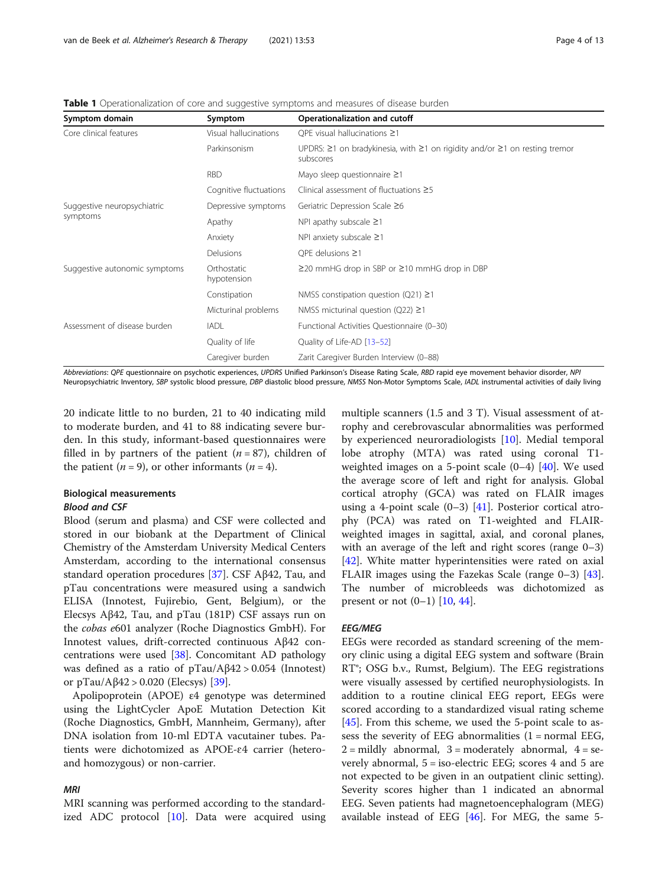**Table 1** Operationalization of core and suggestive symptoms and measures of disease burden

| Symptom domain | Symptom | Operationalization and cutoff |
|---|---|---|
| Core clinical features | Visual hallucinations | QPE visual hallucinations ≥1 |
| | Parkinsonism | UPDRS: ≥1 on bradykinesia, with ≥1 on rigidity and/or ≥1 on resting tremor subscores |
| | RBD | Mayo sleep questionnaire ≥1 |
| | Cognitive fluctuations | Clinical assessment of fluctuations ≥5 |
| Suggestive neuropsychiatric symptoms | Depressive symptoms | Geriatric Depression Scale ≥6 |
| | Apathy | NPI apathy subscale ≥1 |
| | Anxiety | NPI anxiety subscale ≥1 |
| | Delusions | QPE delusions ≥1 |
| Suggestive autonomic symptoms | Orthostatic hypotension | ≥20 mmHG drop in SBP or ≥10 mmHG drop in DBP |
| | Constipation | NMSS constipation question (Q21) ≥1 |
| | Micturinal problems | NMSS micturinal question (Q22) ≥1 |
| Assessment of disease burden | IADL | Functional Activities Questionnaire (0–30) |
| | Quality of life | Quality of Life-AD [13–52] |
| | Caregiver burden | Zarit Caregiver Burden Interview (0–88) |

*Abbreviations*: *QPE* questionnaire on psychotic experiences, *UPDRS* Unified Parkinson's Disease Rating Scale, *RBD* rapid eye movement behavior disorder, *NPI* Neuropsychiatric Inventory, *SBP* systolic blood pressure, *DBP* diastolic blood pressure, *NMSS* Non-Motor Symptoms Scale, *IADL* instrumental activities of daily living

20 indicate little to no burden, 21 to 40 indicating mild to moderate burden, and 41 to 88 indicating severe burden. In this study, informant-based questionnaires were filled in by partners of the patient ($n = 87$), children of the patient ($n = 9$), or other informants ($n = 4$).

### Biological measurements

#### *Blood and CSF*

Blood (serum and plasma) and CSF were collected and stored in our biobank at the Department of Clinical Chemistry of the Amsterdam University Medical Centers Amsterdam, according to the international consensus standard operation procedures [37]. CSF Aβ42, Tau, and pTau concentrations were measured using a sandwich ELISA (Innotest, Fujirebio, Gent, Belgium), or the Elecsys Aβ42, Tau, and pTau (181P) CSF assays run on the *cobas e*601 analyzer (Roche Diagnostics GmbH). For Innotest values, drift-corrected continuous Aβ42 concentrations were used [38]. Concomitant AD pathology was defined as a ratio of pTau/Aβ42 > 0.054 (Innotest) or pTau/Aβ42 > 0.020 (Elecsys) [39].

Apolipoprotein (APOE) ε4 genotype was determined using the LightCycler ApoE Mutation Detection Kit (Roche Diagnostics, GmbH, Mannheim, Germany), after DNA isolation from 10-ml EDTA vacutainer tubes. Patients were dichotomized as APOE-ε4 carrier (hetero- and homozygous) or non-carrier.

#### *MRI*

MRI scanning was performed according to the standardized ADC protocol [10]. Data were acquired using multiple scanners (1.5 and 3 T). Visual assessment of atrophy and cerebrovascular abnormalities was performed by experienced neuroradiologists [10]. Medial temporal lobe atrophy (MTA) was rated using coronal T1-weighted images on a 5-point scale (0–4) [40]. We used the average score of left and right for analysis. Global cortical atrophy (GCA) was rated on FLAIR images using a 4-point scale (0–3) [41]. Posterior cortical atrophy (PCA) was rated on T1-weighted and FLAIR-weighted images in sagittal, axial, and coronal planes, with an average of the left and right scores (range 0–3) [42]. White matter hyperintensities were rated on axial FLAIR images using the Fazekas Scale (range 0–3) [43]. The number of microbleeds was dichotomized as present or not (0–1) [10, 44].

#### *EEG/MEG*

EEGs were recorded as standard screening of the memory clinic using a digital EEG system and software (Brain RT®; OSG b.v., Rumst, Belgium). The EEG registrations were visually assessed by certified neurophysiologists. In addition to a routine clinical EEG report, EEGs were scored according to a standardized visual rating scheme [45]. From this scheme, we used the 5-point scale to assess the severity of EEG abnormalities (1 = normal EEG, 2 = mildly abnormal, 3 = moderately abnormal, 4 = severely abnormal, 5 = iso-electric EEG; scores 4 and 5 are not expected to be given in an outpatient clinic setting). Severity scores higher than 1 indicated an abnormal EEG. Seven patients had magnetoencephalogram (MEG) available instead of EEG [46]. For MEG, the same 5-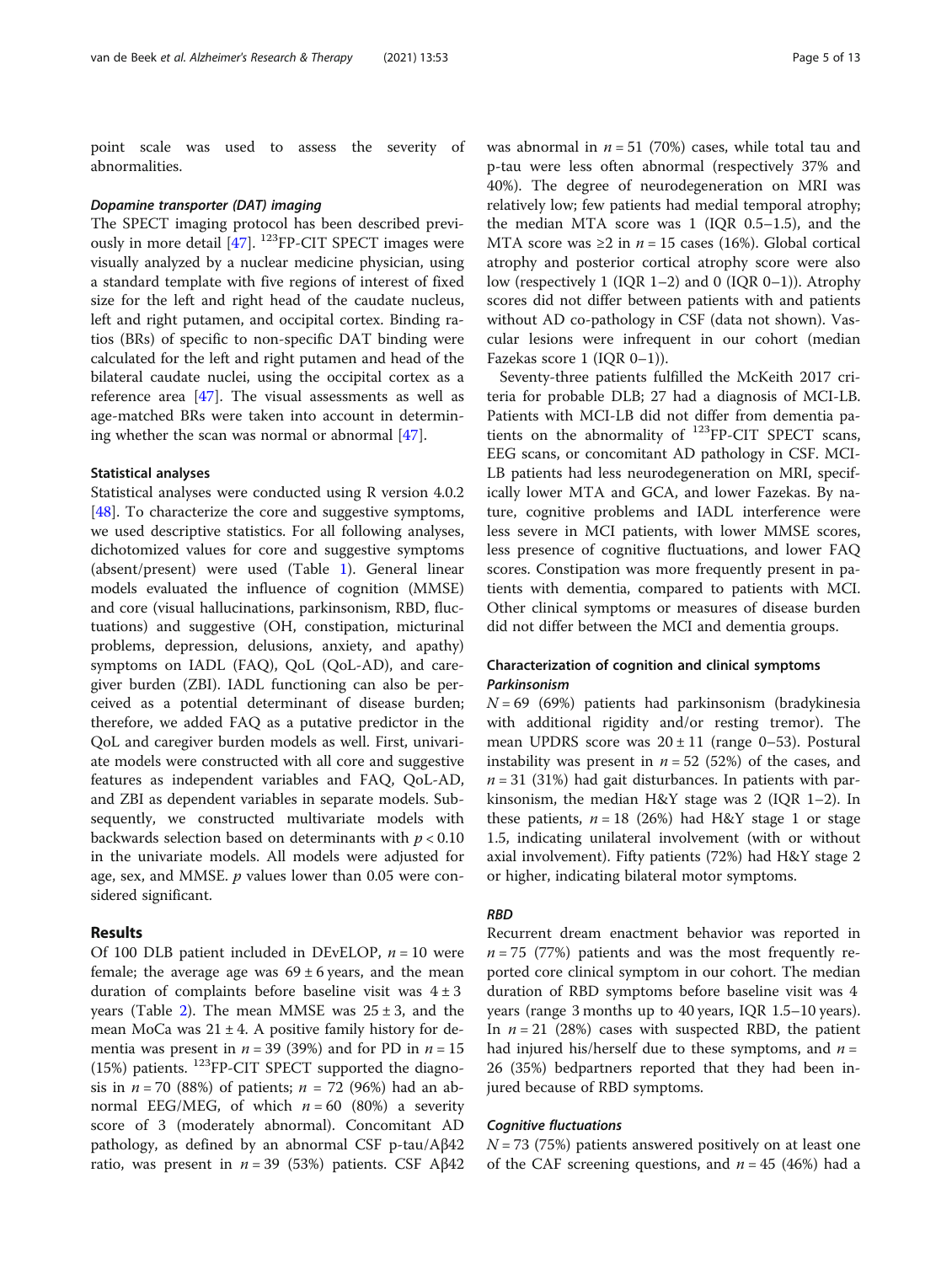point scale was used to assess the severity of abnormalities.

#### Dopamine transporter (DAT) imaging

The SPECT imaging protocol has been described previously in more detail [47]. $^{123}$FP-CIT SPECT images were visually analyzed by a nuclear medicine physician, using a standard template with five regions of interest of fixed size for the left and right head of the caudate nucleus, left and right putamen, and occipital cortex. Binding ratios (BRs) of specific to non-specific DAT binding were calculated for the left and right putamen and head of the bilateral caudate nuclei, using the occipital cortex as a reference area [47]. The visual assessments as well as age-matched BRs were taken into account in determining whether the scan was normal or abnormal [47].

### Statistical analyses

Statistical analyses were conducted using R version 4.0.2 [48]. To characterize the core and suggestive symptoms, we used descriptive statistics. For all following analyses, dichotomized values for core and suggestive symptoms (absent/present) were used (Table 1). General linear models evaluated the influence of cognition (MMSE) and core (visual hallucinations, parkinsonism, RBD, fluctuations) and suggestive (OH, constipation, micturinal problems, depression, delusions, anxiety, and apathy) symptoms on IADL (FAQ), QoL (QoL-AD), and caregiver burden (ZBI). IADL functioning can also be perceived as a potential determinant of disease burden; therefore, we added FAQ as a putative predictor in the QoL and caregiver burden models as well. First, univariate models were constructed with all core and suggestive features as independent variables and FAQ, QoL-AD, and ZBI as dependent variables in separate models. Subsequently, we constructed multivariate models with backwards selection based on determinants with $p < 0.10$ in the univariate models. All models were adjusted for age, sex, and MMSE. $p$ values lower than 0.05 were considered significant.

## Results

Of 100 DLB patient included in DEvELOP, $n = 10$ were female; the average age was $69 \pm 6$ years, and the mean duration of complaints before baseline visit was $4 \pm 3$ years (Table 2). The mean MMSE was $25 \pm 3$, and the mean MoCa was $21 \pm 4$. A positive family history for dementia was present in $n = 39$ (39%) and for PD in $n = 15$ (15%) patients. $^{123}$FP-CIT SPECT supported the diagnosis in $n = 70$ (88%) of patients; $n = 72$ (96%) had an abnormal EEG/MEG, of which $n = 60$ (80%) a severity score of 3 (moderately abnormal). Concomitant AD pathology, as defined by an abnormal CSF p-tau/A$\beta$42 ratio, was present in $n = 39$ (53%) patients. CSF A$\beta$42 was abnormal in $n = 51$ (70%) cases, while total tau and p-tau were less often abnormal (respectively 37% and 40%). The degree of neurodegeneration on MRI was relatively low; few patients had medial temporal atrophy; the median MTA score was 1 (IQR 0.5–1.5), and the MTA score was ≥2 in $n = 15$ cases (16%). Global cortical atrophy and posterior cortical atrophy score were also low (respectively 1 (IQR 1–2) and 0 (IQR 0–1)). Atrophy scores did not differ between patients with and patients without AD co-pathology in CSF (data not shown). Vascular lesions were infrequent in our cohort (median Fazekas score 1 (IQR 0–1)).

Seventy-three patients fulfilled the McKeith 2017 criteria for probable DLB; 27 had a diagnosis of MCI-LB. Patients with MCI-LB did not differ from dementia patients on the abnormality of $^{123}$FP-CIT SPECT scans, EEG scans, or concomitant AD pathology in CSF. MCI-LB patients had less neurodegeneration on MRI, specifically lower MTA and GCA, and lower Fazekas. By nature, cognitive problems and IADL interference were less severe in MCI patients, with lower MMSE scores, less presence of cognitive fluctuations, and lower FAQ scores. Constipation was more frequently present in patients with dementia, compared to patients with MCI. Other clinical symptoms or measures of disease burden did not differ between the MCI and dementia groups.

### Characterization of cognition and clinical symptoms

#### Parkinsonism

$N = 69$ (69%) patients had parkinsonism (bradykinesia with additional rigidity and/or resting tremor). The mean UPDRS score was $20 \pm 11$ (range 0–53). Postural instability was present in $n = 52$ (52%) of the cases, and $n = 31$ (31%) had gait disturbances. In patients with parkinsonism, the median H&Y stage was 2 (IQR 1–2). In these patients, $n = 18$ (26%) had H&Y stage 1 or stage 1.5, indicating unilateral involvement (with or without axial involvement). Fifty patients (72%) had H&Y stage 2 or higher, indicating bilateral motor symptoms.

#### RBD

Recurrent dream enactment behavior was reported in $n = 75$ (77%) patients and was the most frequently reported core clinical symptom in our cohort. The median duration of RBD symptoms before baseline visit was 4 years (range 3 months up to 40 years, IQR 1.5–10 years). In $n = 21$ (28%) cases with suspected RBD, the patient had injured his/herself due to these symptoms, and $n = 26$ (35%) bedpartners reported that they had been injured because of RBD symptoms.

#### Cognitive fluctuations

$N = 73$ (75%) patients answered positively on at least one of the CAF screening questions, and $n = 45$ (46%) had a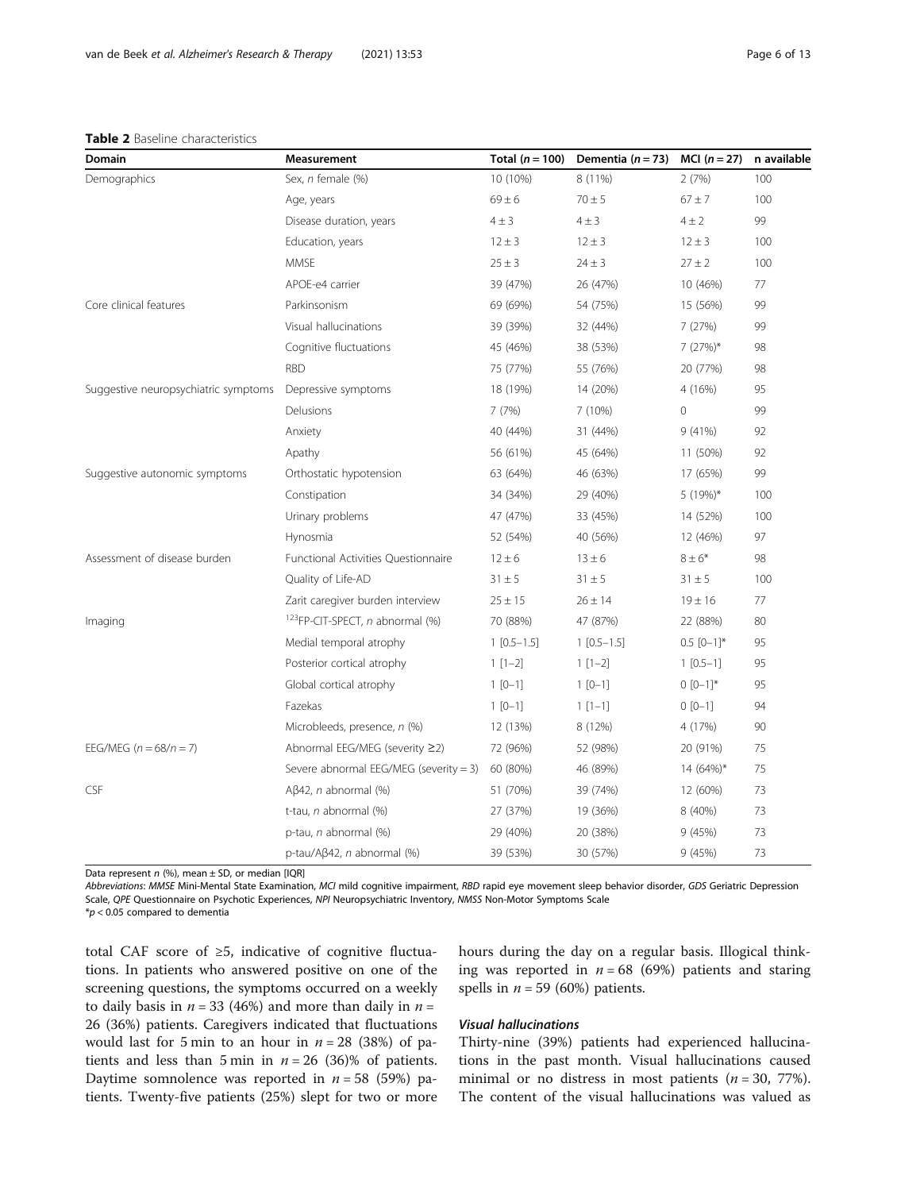**Table 2** Baseline characteristics

| Domain | Measurement | Total ($n = 100$) | Dementia ($n = 73$) | MCI ($n = 27$) | n available |
|---|---|---|---|---|---|
| Demographics | Sex, *n* female (%) | 10 (10%) | 8 (11%) | 2 (7%) | 100 |
| | Age, years | 69 ± 6 | 70 ± 5 | 67 ± 7 | 100 |
| | Disease duration, years | 4 ± 3 | 4 ± 3 | 4 ± 2 | 99 |
| | Education, years | 12 ± 3 | 12 ± 3 | 12 ± 3 | 100 |
| | MMSE | 25 ± 3 | 24 ± 3 | 27 ± 2 | 100 |
| | APOE-e4 carrier | 39 (47%) | 26 (47%) | 10 (46%) | 77 |
| Core clinical features | Parkinsonism | 69 (69%) | 54 (75%) | 15 (56%) | 99 |
| | Visual hallucinations | 39 (39%) | 32 (44%) | 7 (27%) | 99 |
| | Cognitive fluctuations | 45 (46%) | 38 (53%) | 7 (27%)* | 98 |
| | RBD | 75 (77%) | 55 (76%) | 20 (77%) | 98 |
| Suggestive neuropsychiatric symptoms | Depressive symptoms | 18 (19%) | 14 (20%) | 4 (16%) | 95 |
| | Delusions | 7 (7%) | 7 (10%) | 0 | 99 |
| | Anxiety | 40 (44%) | 31 (44%) | 9 (41%) | 92 |
| | Apathy | 56 (61%) | 45 (64%) | 11 (50%) | 92 |
| Suggestive autonomic symptoms | Orthostatic hypotension | 63 (64%) | 46 (63%) | 17 (65%) | 99 |
| | Constipation | 34 (34%) | 29 (40%) | 5 (19%)* | 100 |
| | Urinary problems | 47 (47%) | 33 (45%) | 14 (52%) | 100 |
| | Hynosmia | 52 (54%) | 40 (56%) | 12 (46%) | 97 |
| Assessment of disease burden | Functional Activities Questionnaire | 12 ± 6 | 13 ± 6 | 8 ± 6* | 98 |
| | Quality of Life-AD | 31 ± 5 | 31 ± 5 | 31 ± 5 | 100 |
| | Zarit caregiver burden interview | 25 ± 15 | 26 ± 14 | 19 ± 16 | 77 |
| Imaging | $^{123}$FP-CIT-SPECT, *n* abnormal (%) | 70 (88%) | 47 (87%) | 22 (88%) | 80 |
| | Medial temporal atrophy | 1 [0.5–1.5] | 1 [0.5–1.5] | 0.5 [0–1]* | 95 |
| | Posterior cortical atrophy | 1 [1–2] | 1 [1–2] | 1 [0.5–1] | 95 |
| | Global cortical atrophy | 1 [0–1] | 1 [0–1] | 0 [0–1]* | 95 |
| | Fazekas | 1 [0–1] | 1 [1–1] | 0 [0–1] | 94 |
| | Microbleeds, presence, *n* (%) | 12 (13%) | 8 (12%) | 4 (17%) | 90 |
| EEG/MEG ($n = 68/n = 7$) | Abnormal EEG/MEG (severity ≥2) | 72 (96%) | 52 (98%) | 20 (91%) | 75 |
| | Severe abnormal EEG/MEG (severity = 3) | 60 (80%) | 46 (89%) | 14 (64%)* | 75 |
| CSF | Aβ42, *n* abnormal (%) | 51 (70%) | 39 (74%) | 12 (60%) | 73 |
| | t-tau, *n* abnormal (%) | 27 (37%) | 19 (36%) | 8 (40%) | 73 |
| | p-tau, *n* abnormal (%) | 29 (40%) | 20 (38%) | 9 (45%) | 73 |
| | p-tau/Aβ42, *n* abnormal (%) | 39 (53%) | 30 (57%) | 9 (45%) | 73 |

Data represent *n* (%), mean ± SD, or median [IQR]

*Abbreviations*: *MMSE* Mini-Mental State Examination, *MCI* mild cognitive impairment, *RBD* rapid eye movement sleep behavior disorder, *GDS* Geriatric Depression Scale, *QPE* Questionnaire on Psychotic Experiences, *NPI* Neuropsychiatric Inventory, *NMSS* Non-Motor Symptoms Scale

*$p < 0.05$ compared to dementia

total CAF score of ≥5, indicative of cognitive fluctuations. In patients who answered positive on one of the screening questions, the symptoms occurred on a weekly to daily basis in $n = 33$ (46%) and more than daily in $n = 26$ (36%) patients. Caregivers indicated that fluctuations would last for 5 min to an hour in $n = 28$ (38%) of patients and less than 5 min in $n = 26$ (36)% of patients. Daytime somnolence was reported in $n = 58$ (59%) patients. Twenty-five patients (25%) slept for two or more hours during the day on a regular basis. Illogical thinking was reported in $n = 68$ (69%) patients and staring spells in $n = 59$ (60%) patients.

#### *Visual hallucinations*

Thirty-nine (39%) patients had experienced hallucinations in the past month. Visual hallucinations caused minimal or no distress in most patients ($n = 30$, 77%). The content of the visual hallucinations was valued as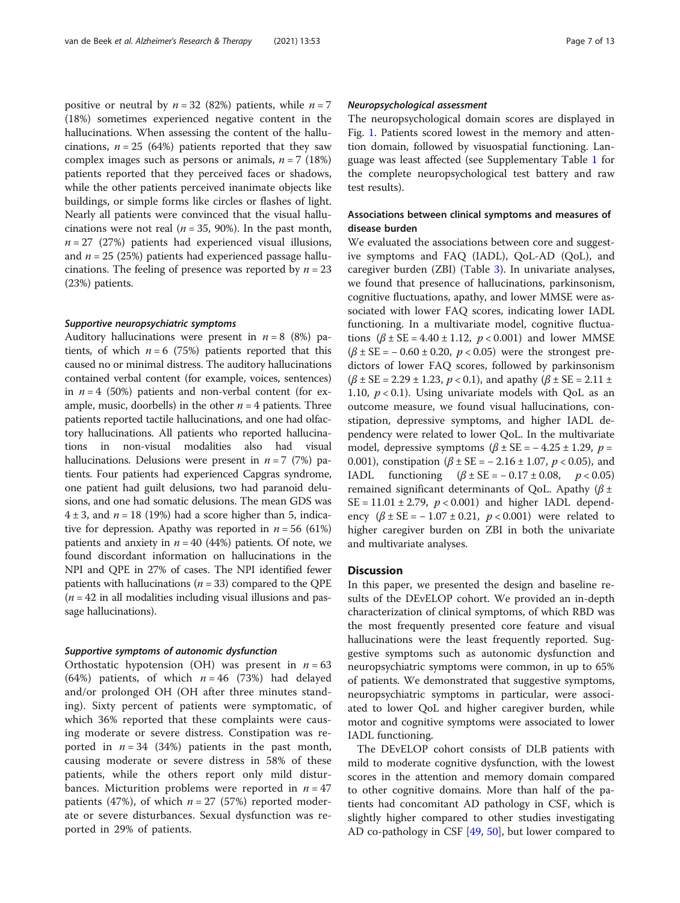positive or neutral by $n = 32$ (82%) patients, while $n = 7$ (18%) sometimes experienced negative content in the hallucinations. When assessing the content of the hallucinations, $n = 25$ (64%) patients reported that they saw complex images such as persons or animals, $n = 7$ (18%) patients reported that they perceived faces or shadows, while the other patients perceived inanimate objects like buildings, or simple forms like circles or flashes of light. Nearly all patients were convinced that the visual hallucinations were not real ($n = 35$, 90%). In the past month, $n = 27$ (27%) patients had experienced visual illusions, and $n = 25$ (25%) patients had experienced passage hallucinations. The feeling of presence was reported by $n = 23$ (23%) patients.

#### *Supportive neuropsychiatric symptoms*

Auditory hallucinations were present in $n = 8$ (8%) patients, of which $n = 6$ (75%) patients reported that this caused no or minimal distress. The auditory hallucinations contained verbal content (for example, voices, sentences) in $n = 4$ (50%) patients and non-verbal content (for example, music, doorbells) in the other $n = 4$ patients. Three patients reported tactile hallucinations, and one had olfactory hallucinations. All patients who reported hallucinations in non-visual modalities also had visual hallucinations. Delusions were present in $n = 7$ (7%) patients. Four patients had experienced Capgras syndrome, one patient had guilt delusions, two had paranoid delusions, and one had somatic delusions. The mean GDS was $4 \pm 3$, and $n = 18$ (19%) had a score higher than 5, indicative for depression. Apathy was reported in $n = 56$ (61%) patients and anxiety in $n = 40$ (44%) patients. Of note, we found discordant information on hallucinations in the NPI and QPE in 27% of cases. The NPI identified fewer patients with hallucinations ($n = 33$) compared to the QPE ($n = 42$ in all modalities including visual illusions and passage hallucinations).

#### *Supportive symptoms of autonomic dysfunction*

Orthostatic hypotension (OH) was present in $n = 63$ (64%) patients, of which $n = 46$ (73%) had delayed and/or prolonged OH (OH after three minutes standing). Sixty percent of patients were symptomatic, of which 36% reported that these complaints were causing moderate or severe distress. Constipation was reported in $n = 34$ (34%) patients in the past month, causing moderate or severe distress in 58% of these patients, while the others report only mild disturbances. Micturition problems were reported in $n = 47$ patients (47%), of which $n = 27$ (57%) reported moderate or severe disturbances. Sexual dysfunction was reported in 29% of patients.

#### *Neuropsychological assessment*

The neuropsychological domain scores are displayed in Fig. 1. Patients scored lowest in the memory and attention domain, followed by visuospatial functioning. Language was least affected (see Supplementary Table 1 for the complete neuropsychological test battery and raw test results).

### Associations between clinical symptoms and measures of disease burden

We evaluated the associations between core and suggestive symptoms and FAQ (IADL), QoL-AD (QoL), and caregiver burden (ZBI) (Table 3). In univariate analyses, we found that presence of hallucinations, parkinsonism, cognitive fluctuations, apathy, and lower MMSE were associated with lower FAQ scores, indicating lower IADL functioning. In a multivariate model, cognitive fluctuations ($\beta \pm SE = 4.40 \pm 1.12$, $p < 0.001$) and lower MMSE ($\beta \pm SE = -0.60 \pm 0.20$, $p < 0.05$) were the strongest predictors of lower FAQ scores, followed by parkinsonism ($\beta \pm SE = 2.29 \pm 1.23$, $p < 0.1$), and apathy ($\beta \pm SE = 2.11 \pm 1.10$, $p < 0.1$). Using univariate models with QoL as an outcome measure, we found visual hallucinations, constipation, depressive symptoms, and higher IADL dependency were related to lower QoL. In the multivariate model, depressive symptoms ($\beta \pm SE = -4.25 \pm 1.29$, $p = 0.001$), constipation ($\beta \pm SE = -2.16 \pm 1.07$, $p < 0.05$), and IADL functioning ($\beta \pm SE = -0.17 \pm 0.08$, $p < 0.05$) remained significant determinants of QoL. Apathy ($\beta \pm SE = 11.01 \pm 2.79$, $p < 0.001$) and higher IADL dependency ($\beta \pm SE = -1.07 \pm 0.21$, $p < 0.001$) were related to higher caregiver burden on ZBI in both the univariate and multivariate analyses.

## Discussion

In this paper, we presented the design and baseline results of the DEvELOP cohort. We provided an in-depth characterization of clinical symptoms, of which RBD was the most frequently presented core feature and visual hallucinations were the least frequently reported. Suggestive symptoms such as autonomic dysfunction and neuropsychiatric symptoms were common, in up to 65% of patients. We demonstrated that suggestive symptoms, neuropsychiatric symptoms in particular, were associated to lower QoL and higher caregiver burden, while motor and cognitive symptoms were associated to lower IADL functioning.

The DEvELOP cohort consists of DLB patients with mild to moderate cognitive dysfunction, with the lowest scores in the attention and memory domain compared to other cognitive domains. More than half of the patients had concomitant AD pathology in CSF, which is slightly higher compared to other studies investigating AD co-pathology in CSF [49, 50], but lower compared to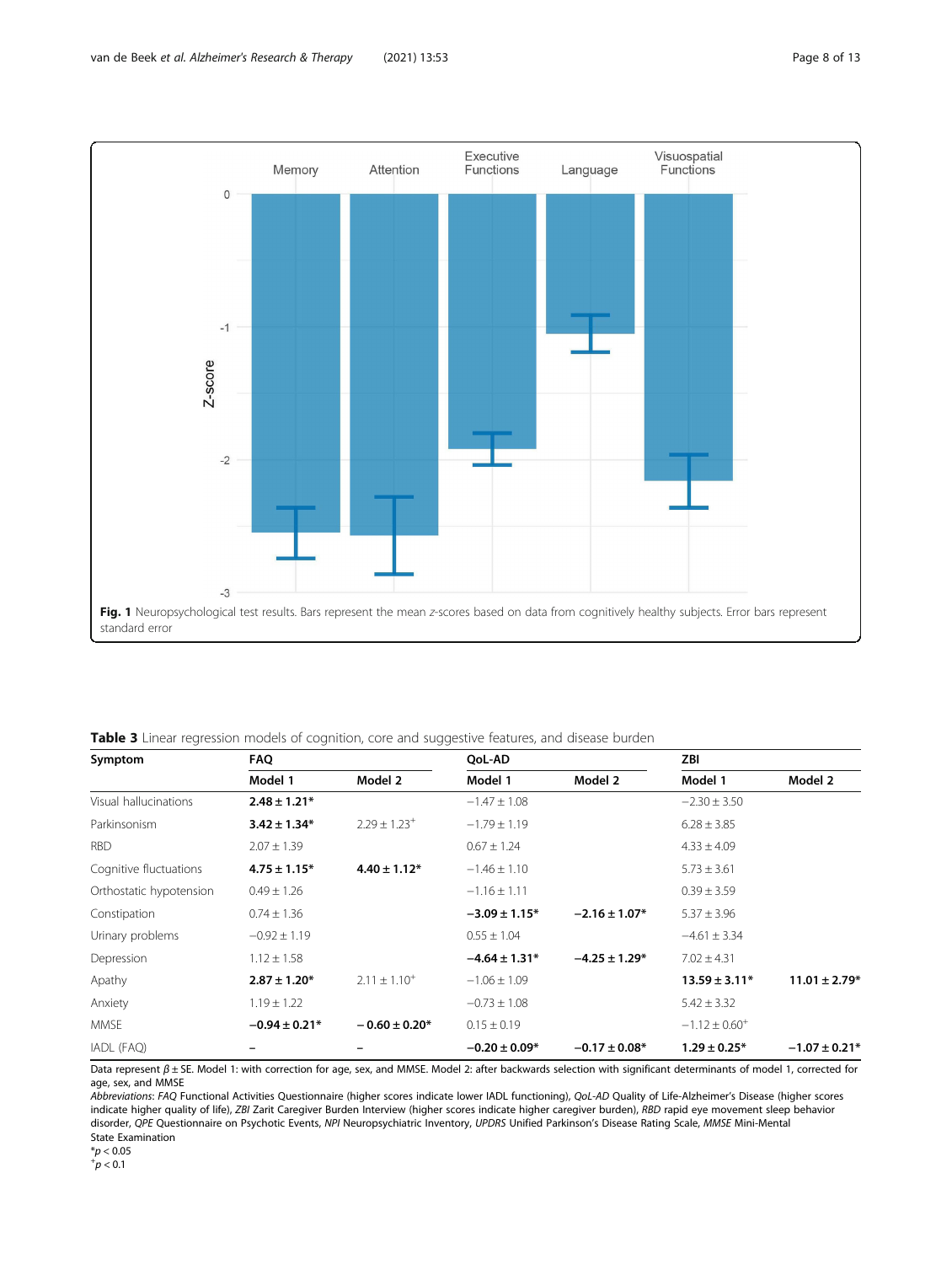**Fig. 1** Neuropsychological test results. Bars represent the mean *z*-scores based on data from cognitively healthy subjects. Error bars represent standard error

**Table 3** Linear regression models of cognition, core and suggestive features, and disease burden

| Symptom | FAQ | | QoL-AD | | ZBI | |
|---|---|---|---|---|---|---|
| | Model 1 | Model 2 | Model 1 | Model 2 | Model 1 | Model 2 |
| Visual hallucinations | **2.48 ± 1.21*** | | −1.47 ± 1.08 | | −2.30 ± 3.50 | |
| Parkinsonism | **3.42 ± 1.34*** | 2.29 ± 1.23[+] | −1.79 ± 1.19 | | 6.28 ± 3.85 | |
| RBD | 2.07 ± 1.39 | | 0.67 ± 1.24 | | 4.33 ± 4.09 | |
| Cognitive fluctuations | **4.75 ± 1.15*** | **4.40 ± 1.12*** | −1.46 ± 1.10 | | 5.73 ± 3.61 | |
| Orthostatic hypotension | 0.49 ± 1.26 | | −1.16 ± 1.11 | | 0.39 ± 3.59 | |
| Constipation | 0.74 ± 1.36 | | **−3.09 ± 1.15*** | **−2.16 ± 1.07*** | 5.37 ± 3.96 | |
| Urinary problems | −0.92 ± 1.19 | | 0.55 ± 1.04 | | −4.61 ± 3.34 | |
| Depression | 1.12 ± 1.58 | | **−4.64 ± 1.31*** | **−4.25 ± 1.29*** | 7.02 ± 4.31 | |
| Apathy | **2.87 ± 1.20*** | 2.11 ± 1.10[+] | −1.06 ± 1.09 | | **13.59 ± 3.11*** | **11.01 ± 2.79*** |
| Anxiety | 1.19 ± 1.22 | | −0.73 ± 1.08 | | 5.42 ± 3.32 | |
| MMSE | **−0.94 ± 0.21*** | **− 0.60 ± 0.20*** | 0.15 ± 0.19 | | −1.12 ± 0.60[+] | |
| IADL (FAQ) | – | – | **−0.20 ± 0.09*** | **−0.17 ± 0.08*** | **1.29 ± 0.25*** | **−1.07 ± 0.21*** |

Data represent $\beta \pm$ SE. Model 1: with correction for age, sex, and MMSE. Model 2: after backwards selection with significant determinants of model 1, corrected for age, sex, and MMSE

*Abbreviations*: *FAQ* Functional Activities Questionnaire (higher scores indicate lower IADL functioning), *QoL-AD* Quality of Life-Alzheimer's Disease (higher scores indicate higher quality of life), *ZBI* Zarit Caregiver Burden Interview (higher scores indicate higher caregiver burden), *RBD* rapid eye movement sleep behavior disorder, *QPE* Questionnaire on Psychotic Events, *NPI* Neuropsychiatric Inventory, *UPDRS* Unified Parkinson's Disease Rating Scale, *MMSE* Mini-Mental State Examination

*$p < 0.05$

[+]$p < 0.1$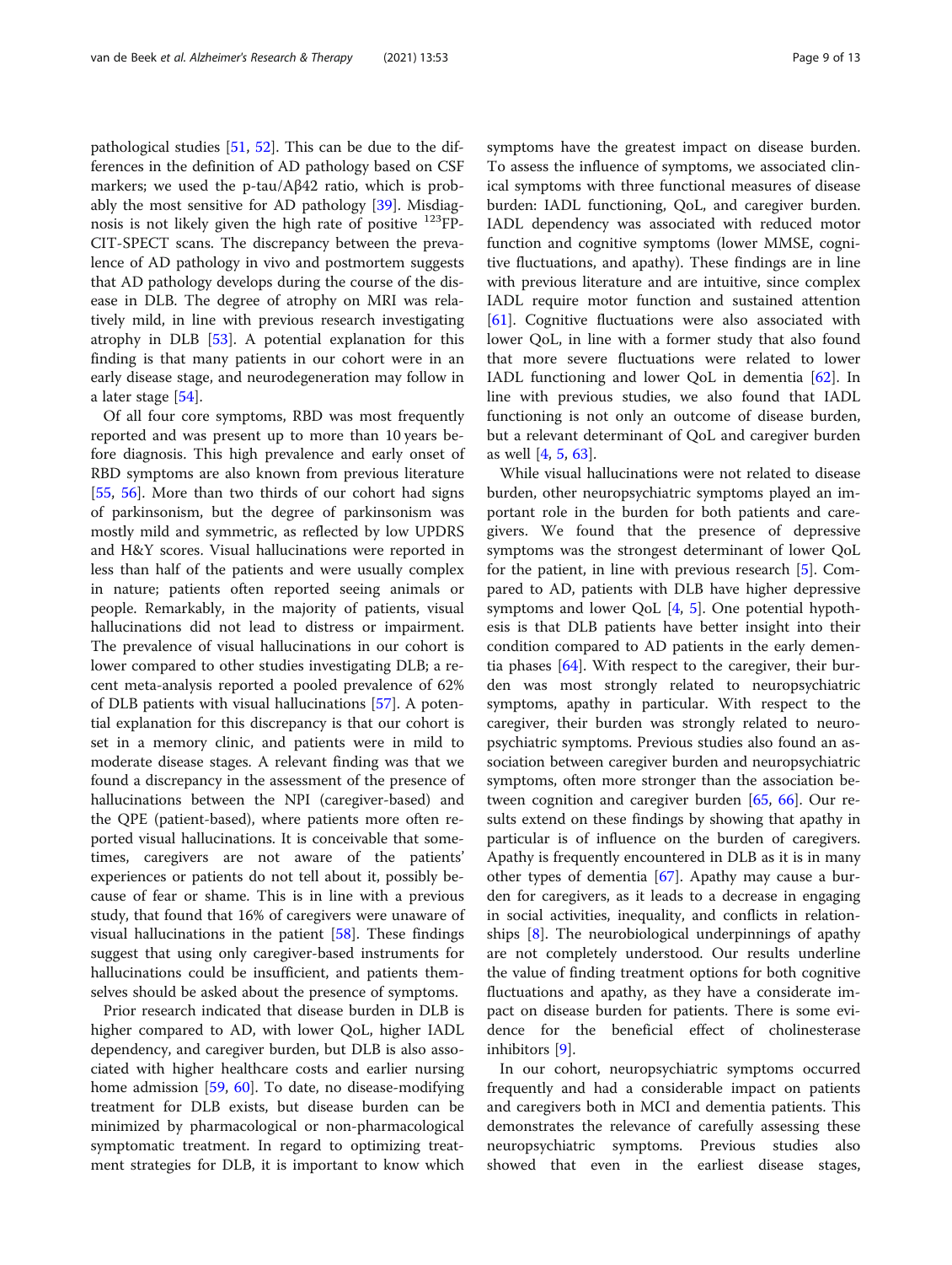pathological studies [51, 52]. This can be due to the differences in the definition of AD pathology based on CSF markers; we used the p-tau/Aβ42 ratio, which is probably the most sensitive for AD pathology [39]. Misdiagnosis is not likely given the high rate of positive $^{123}$FP-CIT-SPECT scans. The discrepancy between the prevalence of AD pathology in vivo and postmortem suggests that AD pathology develops during the course of the disease in DLB. The degree of atrophy on MRI was relatively mild, in line with previous research investigating atrophy in DLB [53]. A potential explanation for this finding is that many patients in our cohort were in an early disease stage, and neurodegeneration may follow in a later stage [54].

Of all four core symptoms, RBD was most frequently reported and was present up to more than 10 years before diagnosis. This high prevalence and early onset of RBD symptoms are also known from previous literature [55, 56]. More than two thirds of our cohort had signs of parkinsonism, but the degree of parkinsonism was mostly mild and symmetric, as reflected by low UPDRS and H&Y scores. Visual hallucinations were reported in less than half of the patients and were usually complex in nature; patients often reported seeing animals or people. Remarkably, in the majority of patients, visual hallucinations did not lead to distress or impairment. The prevalence of visual hallucinations in our cohort is lower compared to other studies investigating DLB; a recent meta-analysis reported a pooled prevalence of 62% of DLB patients with visual hallucinations [57]. A potential explanation for this discrepancy is that our cohort is set in a memory clinic, and patients were in mild to moderate disease stages. A relevant finding was that we found a discrepancy in the assessment of the presence of hallucinations between the NPI (caregiver-based) and the QPE (patient-based), where patients more often reported visual hallucinations. It is conceivable that sometimes, caregivers are not aware of the patients' experiences or patients do not tell about it, possibly because of fear or shame. This is in line with a previous study, that found that 16% of caregivers were unaware of visual hallucinations in the patient [58]. These findings suggest that using only caregiver-based instruments for hallucinations could be insufficient, and patients themselves should be asked about the presence of symptoms.

Prior research indicated that disease burden in DLB is higher compared to AD, with lower QoL, higher IADL dependency, and caregiver burden, but DLB is also associated with higher healthcare costs and earlier nursing home admission [59, 60]. To date, no disease-modifying treatment for DLB exists, but disease burden can be minimized by pharmacological or non-pharmacological symptomatic treatment. In regard to optimizing treatment strategies for DLB, it is important to know which symptoms have the greatest impact on disease burden. To assess the influence of symptoms, we associated clinical symptoms with three functional measures of disease burden: IADL functioning, QoL, and caregiver burden. IADL dependency was associated with reduced motor function and cognitive symptoms (lower MMSE, cognitive fluctuations, and apathy). These findings are in line with previous literature and are intuitive, since complex IADL require motor function and sustained attention [61]. Cognitive fluctuations were also associated with lower QoL, in line with a former study that also found that more severe fluctuations were related to lower IADL functioning and lower QoL in dementia [62]. In line with previous studies, we also found that IADL functioning is not only an outcome of disease burden, but a relevant determinant of QoL and caregiver burden as well [4, 5, 63].

While visual hallucinations were not related to disease burden, other neuropsychiatric symptoms played an important role in the burden for both patients and caregivers. We found that the presence of depressive symptoms was the strongest determinant of lower QoL for the patient, in line with previous research [5]. Compared to AD, patients with DLB have higher depressive symptoms and lower QoL [4, 5]. One potential hypothesis is that DLB patients have better insight into their condition compared to AD patients in the early dementia phases [64]. With respect to the caregiver, their burden was most strongly related to neuropsychiatric symptoms, apathy in particular. With respect to the caregiver, their burden was strongly related to neuropsychiatric symptoms. Previous studies also found an association between caregiver burden and neuropsychiatric symptoms, often more stronger than the association between cognition and caregiver burden [65, 66]. Our results extend on these findings by showing that apathy in particular is of influence on the burden of caregivers. Apathy is frequently encountered in DLB as it is in many other types of dementia [67]. Apathy may cause a burden for caregivers, as it leads to a decrease in engaging in social activities, inequality, and conflicts in relationships [8]. The neurobiological underpinnings of apathy are not completely understood. Our results underline the value of finding treatment options for both cognitive fluctuations and apathy, as they have a considerate impact on disease burden for patients. There is some evidence for the beneficial effect of cholinesterase inhibitors [9].

In our cohort, neuropsychiatric symptoms occurred frequently and had a considerable impact on patients and caregivers both in MCI and dementia patients. This demonstrates the relevance of carefully assessing these neuropsychiatric symptoms. Previous studies also showed that even in the earliest disease stages,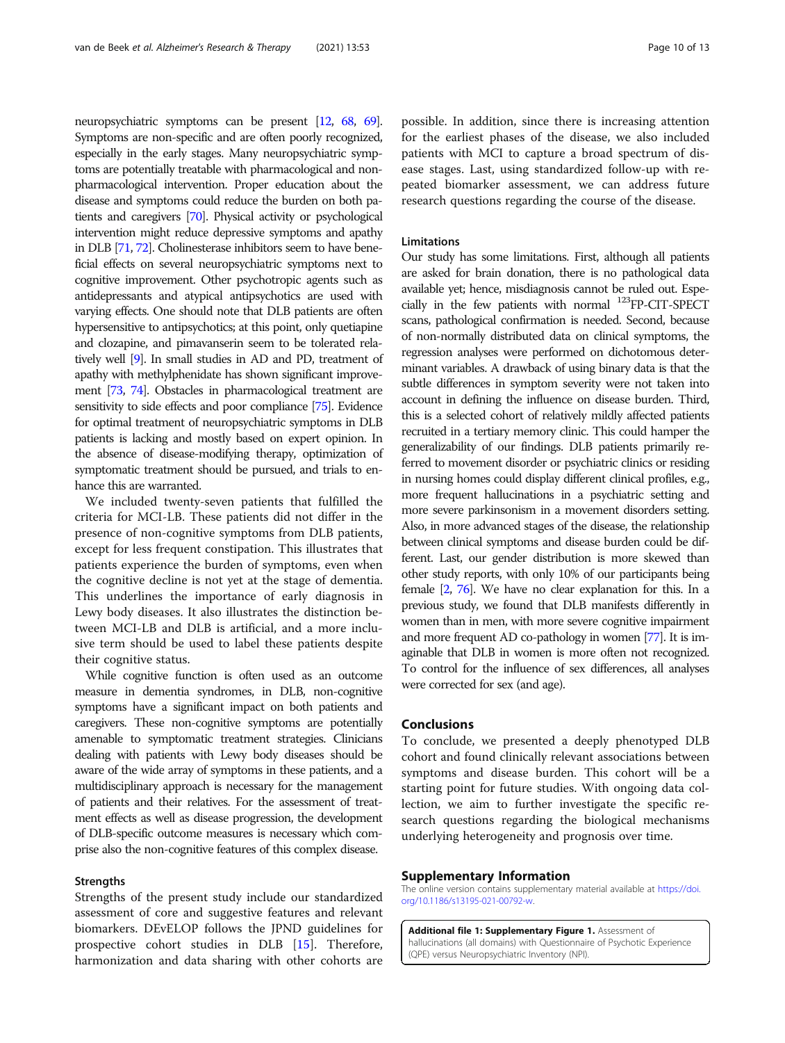neuropsychiatric symptoms can be present [12, 68, 69]. Symptoms are non-specific and are often poorly recognized, especially in the early stages. Many neuropsychiatric symptoms are potentially treatable with pharmacological and non-pharmacological intervention. Proper education about the disease and symptoms could reduce the burden on both patients and caregivers [70]. Physical activity or psychological intervention might reduce depressive symptoms and apathy in DLB [71, 72]. Cholinesterase inhibitors seem to have beneficial effects on several neuropsychiatric symptoms next to cognitive improvement. Other psychotropic agents such as antidepressants and atypical antipsychotics are used with varying effects. One should note that DLB patients are often hypersensitive to antipsychotics; at this point, only quetiapine and clozapine, and pimavanserin seem to be tolerated relatively well [9]. In small studies in AD and PD, treatment of apathy with methylphenidate has shown significant improvement [73, 74]. Obstacles in pharmacological treatment are sensitivity to side effects and poor compliance [75]. Evidence for optimal treatment of neuropsychiatric symptoms in DLB patients is lacking and mostly based on expert opinion. In the absence of disease-modifying therapy, optimization of symptomatic treatment should be pursued, and trials to enhance this are warranted.

We included twenty-seven patients that fulfilled the criteria for MCI-LB. These patients did not differ in the presence of non-cognitive symptoms from DLB patients, except for less frequent constipation. This illustrates that patients experience the burden of symptoms, even when the cognitive decline is not yet at the stage of dementia. This underlines the importance of early diagnosis in Lewy body diseases. It also illustrates the distinction between MCI-LB and DLB is artificial, and a more inclusive term should be used to label these patients despite their cognitive status.

While cognitive function is often used as an outcome measure in dementia syndromes, in DLB, non-cognitive symptoms have a significant impact on both patients and caregivers. These non-cognitive symptoms are potentially amenable to symptomatic treatment strategies. Clinicians dealing with patients with Lewy body diseases should be aware of the wide array of symptoms in these patients, and a multidisciplinary approach is necessary for the management of patients and their relatives. For the assessment of treatment effects as well as disease progression, the development of DLB-specific outcome measures is necessary which comprise also the non-cognitive features of this complex disease.

### Strengths

Strengths of the present study include our standardized assessment of core and suggestive features and relevant biomarkers. DEvELOP follows the JPND guidelines for prospective cohort studies in DLB [15]. Therefore, harmonization and data sharing with other cohorts are possible. In addition, since there is increasing attention for the earliest phases of the disease, we also included patients with MCI to capture a broad spectrum of disease stages. Last, using standardized follow-up with repeated biomarker assessment, we can address future research questions regarding the course of the disease.

### Limitations

Our study has some limitations. First, although all patients are asked for brain donation, there is no pathological data available yet; hence, misdiagnosis cannot be ruled out. Especially in the few patients with normal $^{123}$FP-CIT-SPECT scans, pathological confirmation is needed. Second, because of non-normally distributed data on clinical symptoms, the regression analyses were performed on dichotomous determinant variables. A drawback of using binary data is that the subtle differences in symptom severity were not taken into account in defining the influence on disease burden. Third, this is a selected cohort of relatively mildly affected patients recruited in a tertiary memory clinic. This could hamper the generalizability of our findings. DLB patients primarily referred to movement disorder or psychiatric clinics or residing in nursing homes could display different clinical profiles, e.g., more frequent hallucinations in a psychiatric setting and more severe parkinsonism in a movement disorders setting. Also, in more advanced stages of the disease, the relationship between clinical symptoms and disease burden could be different. Last, our gender distribution is more skewed than other study reports, with only 10% of our participants being female [2, 76]. We have no clear explanation for this. In a previous study, we found that DLB manifests differently in women than in men, with more severe cognitive impairment and more frequent AD co-pathology in women [77]. It is imaginable that DLB in women is more often not recognized. To control for the influence of sex differences, all analyses were corrected for sex (and age).

## Conclusions

To conclude, we presented a deeply phenotyped DLB cohort and found clinically relevant associations between symptoms and disease burden. This cohort will be a starting point for future studies. With ongoing data collection, we aim to further investigate the specific research questions regarding the biological mechanisms underlying heterogeneity and prognosis over time.

## Supplementary Information

The online version contains supplementary material available at https://doi.org/10.1186/s13195-021-00792-w.

**Additional file 1: Supplementary Figure 1.** Assessment of hallucinations (all domains) with Questionnaire of Psychotic Experience (QPE) versus Neuropsychiatric Inventory (NPI).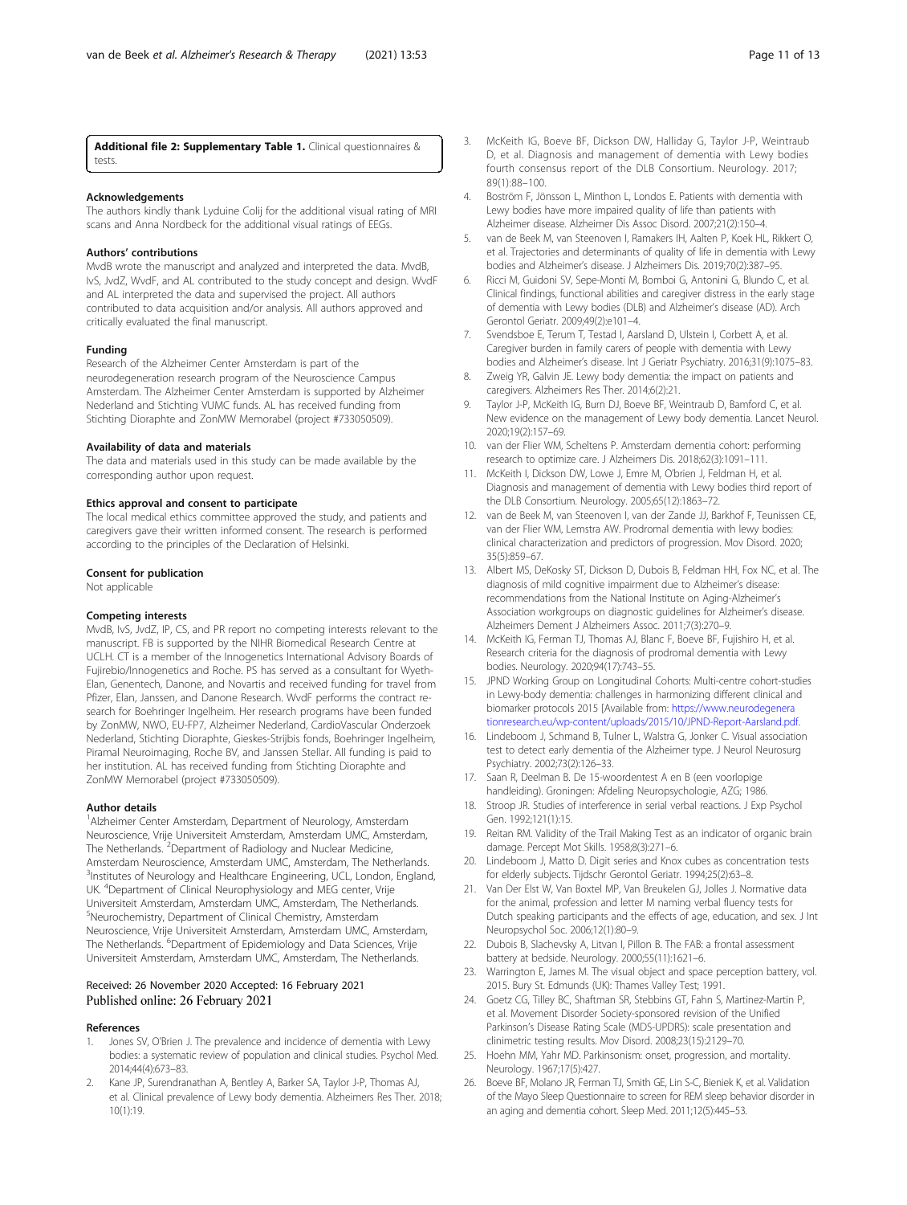**Additional file 2: Supplementary Table 1.** Clinical questionnaires & tests.

### Acknowledgements

The authors kindly thank Lyduine Colij for the additional visual rating of MRI scans and Anna Nordbeck for the additional visual ratings of EEGs.

### Authors' contributions

MvdB wrote the manuscript and analyzed and interpreted the data. MvdB, IvS, JvdZ, WvdF, and AL contributed to the study concept and design. WvdF and AL interpreted the data and supervised the project. All authors contributed to data acquisition and/or analysis. All authors approved and critically evaluated the final manuscript.

### Funding

Research of the Alzheimer Center Amsterdam is part of the neurodegeneration research program of the Neuroscience Campus Amsterdam. The Alzheimer Center Amsterdam is supported by Alzheimer Nederland and Stichting VUMC funds. AL has received funding from Stichting Dioraphte and ZonMW Memorabel (project #733050509).

### Availability of data and materials

The data and materials used in this study can be made available by the corresponding author upon request.

### Ethics approval and consent to participate

The local medical ethics committee approved the study, and patients and caregivers gave their written informed consent. The research is performed according to the principles of the Declaration of Helsinki.

### Consent for publication

Not applicable

### Competing interests

MvdB, IvS, JvdZ, IP, CS, and PR report no competing interests relevant to the manuscript. FB is supported by the NIHR Biomedical Research Centre at UCLH. CT is a member of the Innogenetics International Advisory Boards of Fujirebio/Innogenetics and Roche. PS has served as a consultant for Wyeth-Elan, Genentech, Danone, and Novartis and received funding for travel from Pfizer, Elan, Janssen, and Danone Research. WvdF performs the contract research for Boehringer Ingelheim. Her research programs have been funded by ZonMW, NWO, EU-FP7, Alzheimer Nederland, CardioVascular Onderzoek Nederland, Stichting Dioraphte, Gieskes-Strijbis fonds, Boehringer Ingelheim, Piramal Neuroimaging, Roche BV, and Janssen Stellar. All funding is paid to her institution. AL has received funding from Stichting Dioraphte and ZonMW Memorabel (project #733050509).

### Author details

[1]Alzheimer Center Amsterdam, Department of Neurology, Amsterdam Neuroscience, Vrije Universiteit Amsterdam, Amsterdam UMC, Amsterdam, The Netherlands. [2]Department of Radiology and Nuclear Medicine, Amsterdam Neuroscience, Amsterdam UMC, Amsterdam, The Netherlands. [3]Institutes of Neurology and Healthcare Engineering, UCL, London, England, UK. [4]Department of Clinical Neurophysiology and MEG center, Vrije Universiteit Amsterdam, Amsterdam UMC, Amsterdam, The Netherlands. [5]Neurochemistry, Department of Clinical Chemistry, Amsterdam Neuroscience, Vrije Universiteit Amsterdam, Amsterdam UMC, Amsterdam, The Netherlands. [6]Department of Epidemiology and Data Sciences, Vrije Universiteit Amsterdam, Amsterdam UMC, Amsterdam, The Netherlands.

Received: 26 November 2020 Accepted: 16 February 2021
Published online: 26 February 2021

### References

1. Jones SV, O'Brien J. The prevalence and incidence of dementia with Lewy bodies: a systematic review of population and clinical studies. Psychol Med. 2014;44(4):673–83.
2. Kane JP, Surendranathan A, Bentley A, Barker SA, Taylor J-P, Thomas AJ, et al. Clinical prevalence of Lewy body dementia. Alzheimers Res Ther. 2018; 10(1):19.
3. McKeith IG, Boeve BF, Dickson DW, Halliday G, Taylor J-P, Weintraub D, et al. Diagnosis and management of dementia with Lewy bodies fourth consensus report of the DLB Consortium. Neurology. 2017; 89(1):88–100.
4. Boström F, Jönsson L, Minthon L, Londos E. Patients with dementia with Lewy bodies have more impaired quality of life than patients with Alzheimer disease. Alzheimer Dis Assoc Disord. 2007;21(2):150–4.
5. van de Beek M, van Steenoven I, Ramakers IH, Aalten P, Koek HL, Rikkert O, et al. Trajectories and determinants of quality of life in dementia with Lewy bodies and Alzheimer's disease. J Alzheimers Dis. 2019;70(2):387–95.
6. Ricci M, Guidoni SV, Sepe-Monti M, Bomboi G, Antonini G, Blundo C, et al. Clinical findings, functional abilities and caregiver distress in the early stage of dementia with Lewy bodies (DLB) and Alzheimer's disease (AD). Arch Gerontol Geriatr. 2009;49(2):e101–4.
7. Svendsboe E, Terum T, Testad I, Aarsland D, Ulstein I, Corbett A, et al. Caregiver burden in family carers of people with dementia with Lewy bodies and Alzheimer's disease. Int J Geriatr Psychiatry. 2016;31(9):1075–83.
8. Zweig YR, Galvin JE. Lewy body dementia: the impact on patients and caregivers. Alzheimers Res Ther. 2014;6(2):21.
9. Taylor J-P, McKeith IG, Burn DJ, Boeve BF, Weintraub D, Bamford C, et al. New evidence on the management of Lewy body dementia. Lancet Neurol. 2020;19(2):157–69.
10. van der Flier WM, Scheltens P. Amsterdam dementia cohort: performing research to optimize care. J Alzheimers Dis. 2018;62(3):1091–111.
11. McKeith I, Dickson DW, Lowe J, Emre M, O'brien J, Feldman H, et al. Diagnosis and management of dementia with Lewy bodies third report of the DLB Consortium. Neurology. 2005;65(12):1863–72.
12. van de Beek M, van Steenoven I, van der Zande JJ, Barkhof F, Teunissen CE, van der Flier WM, Lemstra AW. Prodromal dementia with lewy bodies: clinical characterization and predictors of progression. Mov Disord. 2020; 35(5):859–67.
13. Albert MS, DeKosky ST, Dickson D, Dubois B, Feldman HH, Fox NC, et al. The diagnosis of mild cognitive impairment due to Alzheimer's disease: recommendations from the National Institute on Aging-Alzheimer's Association workgroups on diagnostic guidelines for Alzheimer's disease. Alzheimers Dement J Alzheimers Assoc. 2011;7(3):270–9.
14. McKeith IG, Ferman TJ, Thomas AJ, Blanc F, Boeve BF, Fujishiro H, et al. Research criteria for the diagnosis of prodromal dementia with Lewy bodies. Neurology. 2020;94(17):743–55.
15. JPND Working Group on Longitudinal Cohorts: Multi-centre cohort-studies in Lewy-body dementia: challenges in harmonizing different clinical and biomarker protocols 2015 [Available from: https://www.neurodegenerationresearch.eu/wp-content/uploads/2015/10/JPND-Report-Aarsland.pdf.
16. Lindeboom J, Schmand B, Tulner L, Walstra G, Jonker C. Visual association test to detect early dementia of the Alzheimer type. J Neurol Neurosurg Psychiatry. 2002;73(2):126–33.
17. Saan R, Deelman B. De 15-woordentest A en B (een voorlopige handleiding). Groningen: Afdeling Neuropsychologie, AZG; 1986.
18. Stroop JR. Studies of interference in serial verbal reactions. J Exp Psychol Gen. 1992;121(1):15.
19. Reitan RM. Validity of the Trail Making Test as an indicator of organic brain damage. Percept Mot Skills. 1958;8(3):271–6.
20. Lindeboom J, Matto D. Digit series and Knox cubes as concentration tests for elderly subjects. Tijdschr Gerontol Geriatr. 1994;25(2):63–8.
21. Van Der Elst W, Van Boxtel MP, Van Breukelen GJ, Jolles J. Normative data for the animal, profession and letter M naming verbal fluency tests for Dutch speaking participants and the effects of age, education, and sex. J Int Neuropsychol Soc. 2006;12(1):80–9.
22. Dubois B, Slachevsky A, Litvan I, Pillon B. The FAB: a frontal assessment battery at bedside. Neurology. 2000;55(11):1621–6.
23. Warrington E, James M. The visual object and space perception battery, vol. 2015. Bury St. Edmunds (UK): Thames Valley Test; 1991.
24. Goetz CG, Tilley BC, Shaftman SR, Stebbins GT, Fahn S, Martinez-Martin P, et al. Movement Disorder Society-sponsored revision of the Unified Parkinson's Disease Rating Scale (MDS-UPDRS): scale presentation and clinimetric testing results. Mov Disord. 2008;23(15):2129–70.
25. Hoehn MM, Yahr MD. Parkinsonism: onset, progression, and mortality. Neurology. 1967;17(5):427.
26. Boeve BF, Molano JR, Ferman TJ, Smith GE, Lin S-C, Bieniek K, et al. Validation of the Mayo Sleep Questionnaire to screen for REM sleep behavior disorder in an aging and dementia cohort. Sleep Med. 2011;12(5):445–53.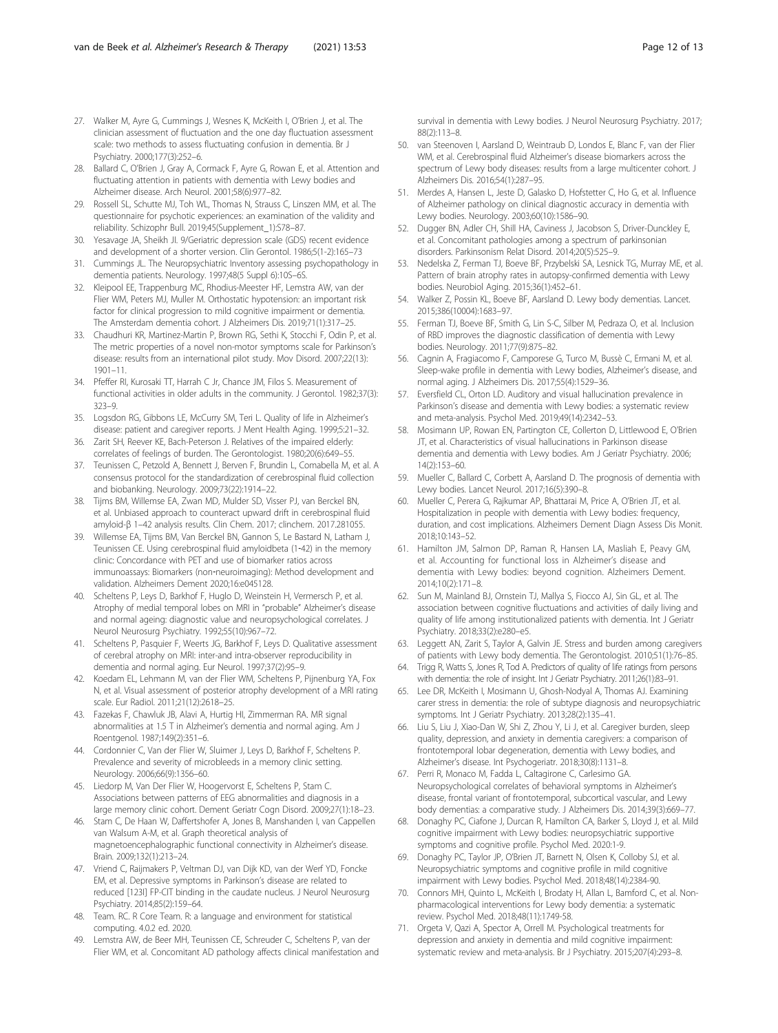27. Walker M, Ayre G, Cummings J, Wesnes K, McKeith I, O'Brien J, et al. The clinician assessment of fluctuation and the one day fluctuation assessment scale: two methods to assess fluctuating confusion in dementia. Br J Psychiatry. 2000;177(3):252–6.
28. Ballard C, O'Brien J, Gray A, Cormack F, Ayre G, Rowan E, et al. Attention and fluctuating attention in patients with dementia with Lewy bodies and Alzheimer disease. Arch Neurol. 2001;58(6):977–82.
29. Rossell SL, Schutte MJ, Toh WL, Thomas N, Strauss C, Linszen MM, et al. The questionnaire for psychotic experiences: an examination of the validity and reliability. Schizophr Bull. 2019;45(Supplement_1):S78–87.
30. Yesavage JA, Sheikh JI. 9/Geriatric depression scale (GDS) recent evidence and development of a shorter version. Clin Gerontol. 1986;5(1-2):165–73
31. Cummings JL. The Neuropsychiatric Inventory assessing psychopathology in dementia patients. Neurology. 1997;48(5 Suppl 6):10S–6S.
32. Kleipool EE, Trappenburg MC, Rhodius-Meester HF, Lemstra AW, van der Flier WM, Peters MJ, Muller M. Orthostatic hypotension: an important risk factor for clinical progression to mild cognitive impairment or dementia. The Amsterdam dementia cohort. J Alzheimers Dis. 2019;71(1):317–25.
33. Chaudhuri KR, Martinez-Martin P, Brown RG, Sethi K, Stocchi F, Odin P, et al. The metric properties of a novel non-motor symptoms scale for Parkinson's disease: results from an international pilot study. Mov Disord. 2007;22(13): 1901–11.
34. Pfeffer RI, Kurosaki TT, Harrah C Jr, Chance JM, Filos S. Measurement of functional activities in older adults in the community. J Gerontol. 1982;37(3): 323–9.
35. Logsdon RG, Gibbons LE, McCurry SM, Teri L. Quality of life in Alzheimer's disease: patient and caregiver reports. J Ment Health Aging. 1999;5:21–32.
36. Zarit SH, Reever KE, Bach-Peterson J. Relatives of the impaired elderly: correlates of feelings of burden. The Gerontologist. 1980;20(6):649–55.
37. Teunissen C, Petzold A, Bennett J, Berven F, Brundin L, Comabella M, et al. A consensus protocol for the standardization of cerebrospinal fluid collection and biobanking. Neurology. 2009;73(22):1914–22.
38. Tijms BM, Willemse EA, Zwan MD, Mulder SD, Visser PJ, van Berckel BN, et al. Unbiased approach to counteract upward drift in cerebrospinal fluid amyloid-β 1–42 analysis results. Clin Chem. 2017; clinchem. 2017.281055.
39. Willemse EA, Tijms BM, Van Berckel BN, Gannon S, Le Bastard N, Latham J, Teunissen CE. Using cerebrospinal fluid amyloidbeta (1-42) in the memory clinic: Concordance with PET and use of biomarker ratios across immunoassays: Biomarkers (non-neuroimaging): Method development and validation. Alzheimers Dement 2020;16:e045128.
40. Scheltens P, Leys D, Barkhof F, Huglo D, Weinstein H, Vermersch P, et al. Atrophy of medial temporal lobes on MRI in "probable" Alzheimer's disease and normal ageing: diagnostic value and neuropsychological correlates. J Neurol Neurosurg Psychiatry. 1992;55(10):967–72.
41. Scheltens P, Pasquier F, Weerts JG, Barkhof F, Leys D. Qualitative assessment of cerebral atrophy on MRI: inter-and intra-observer reproducibility in dementia and normal aging. Eur Neurol. 1997;37(2):95–9.
42. Koedam EL, Lehmann M, van der Flier WM, Scheltens P, Pijnenburg YA, Fox N, et al. Visual assessment of posterior atrophy development of a MRI rating scale. Eur Radiol. 2011;21(12):2618–25.
43. Fazekas F, Chawluk JB, Alavi A, Hurtig HI, Zimmerman RA. MR signal abnormalities at 1.5 T in Alzheimer's dementia and normal aging. Am J Roentgenol. 1987;149(2):351–6.
44. Cordonnier C, Van der Flier W, Sluimer J, Leys D, Barkhof F, Scheltens P. Prevalence and severity of microbleeds in a memory clinic setting. Neurology. 2006;66(9):1356–60.
45. Liedorp M, Van Der Flier W, Hoogervorst E, Scheltens P, Stam C. Associations between patterns of EEG abnormalities and diagnosis in a large memory clinic cohort. Dement Geriatr Cogn Disord. 2009;27(1):18–23.
46. Stam C, De Haan W, Daffertshofer A, Jones B, Manshanden I, van Cappellen van Walsum A-M, et al. Graph theoretical analysis of magnetoencephalographic functional connectivity in Alzheimer's disease. Brain. 2009;132(1):213–24.
47. Vriend C, Raijmakers P, Veltman DJ, van Dijk KD, van der Werf YD, Foncke EM, et al. Depressive symptoms in Parkinson's disease are related to reduced [123I] FP-CIT binding in the caudate nucleus. J Neurol Neurosurg Psychiatry. 2014;85(2):159–64.
48. Team. RC. R Core Team. R: a language and environment for statistical computing. 4.0.2 ed. 2020.
49. Lemstra AW, de Beer MH, Teunissen CE, Schreuder C, Scheltens P, van der Flier WM, et al. Concomitant AD pathology affects clinical manifestation and survival in dementia with Lewy bodies. J Neurol Neurosurg Psychiatry. 2017; 88(2):113–8.
50. van Steenoven I, Aarsland D, Weintraub D, Londos E, Blanc F, van der Flier WM, et al. Cerebrospinal fluid Alzheimer's disease biomarkers across the spectrum of Lewy body diseases: results from a large multicenter cohort. J Alzheimers Dis. 2016;54(1):287–95.
51. Merdes A, Hansen L, Jeste D, Galasko D, Hofstetter C, Ho G, et al. Influence of Alzheimer pathology on clinical diagnostic accuracy in dementia with Lewy bodies. Neurology. 2003;60(10):1586–90.
52. Dugger BN, Adler CH, Shill HA, Caviness J, Jacobson S, Driver-Dunckley E, et al. Concomitant pathologies among a spectrum of parkinsonian disorders. Parkinsonism Relat Disord. 2014;20(5):525–9.
53. Nedelska Z, Ferman TJ, Boeve BF, Przybelski SA, Lesnick TG, Murray ME, et al. Pattern of brain atrophy rates in autopsy-confirmed dementia with Lewy bodies. Neurobiol Aging. 2015;36(1):452–61.
54. Walker Z, Possin KL, Boeve BF, Aarsland D. Lewy body dementias. Lancet. 2015;386(10004):1683–97.
55. Ferman TJ, Boeve BF, Smith G, Lin S-C, Silber M, Pedraza O, et al. Inclusion of RBD improves the diagnostic classification of dementia with Lewy bodies. Neurology. 2011;77(9):875–82.
56. Cagnin A, Fragiacomo F, Camporese G, Turco M, Bussè C, Ermani M, et al. Sleep-wake profile in dementia with Lewy bodies, Alzheimer's disease, and normal aging. J Alzheimers Dis. 2017;55(4):1529–36.
57. Eversfield CL, Orton LD. Auditory and visual hallucination prevalence in Parkinson's disease and dementia with Lewy bodies: a systematic review and meta-analysis. Psychol Med. 2019;49(14):2342–53.
58. Mosimann UP, Rowan EN, Partington CE, Collerton D, Littlewood E, O'Brien JT, et al. Characteristics of visual hallucinations in Parkinson disease dementia and dementia with Lewy bodies. Am J Geriatr Psychiatry. 2006; 14(2):153–60.
59. Mueller C, Ballard C, Corbett A, Aarsland D. The prognosis of dementia with Lewy bodies. Lancet Neurol. 2017;16(5):390–8.
60. Mueller C, Perera G, Rajkumar AP, Bhattarai M, Price A, O'Brien JT, et al. Hospitalization in people with dementia with Lewy bodies: frequency, duration, and cost implications. Alzheimers Dement Diagn Assess Dis Monit. 2018;10:143–52.
61. Hamilton JM, Salmon DP, Raman R, Hansen LA, Masliah E, Peavy GM, et al. Accounting for functional loss in Alzheimer's disease and dementia with Lewy bodies: beyond cognition. Alzheimers Dement. 2014;10(2):171–8.
62. Sun M, Mainland BJ, Ornstein TJ, Mallya S, Fiocco AJ, Sin GL, et al. The association between cognitive fluctuations and activities of daily living and quality of life among institutionalized patients with dementia. Int J Geriatr Psychiatry. 2018;33(2):e280–e5.
63. Leggett AN, Zarit S, Taylor A, Galvin JE. Stress and burden among caregivers of patients with Lewy body dementia. The Gerontologist. 2010;51(1):76–85.
64. Trigg R, Watts S, Jones R, Tod A. Predictors of quality of life ratings from persons with dementia: the role of insight. Int J Geriatr Psychiatry. 2011;26(1):83–91.
65. Lee DR, McKeith I, Mosimann U, Ghosh-Nodyal A, Thomas AJ. Examining carer stress in dementia: the role of subtype diagnosis and neuropsychiatric symptoms. Int J Geriatr Psychiatry. 2013;28(2):135–41.
66. Liu S, Liu J, Xiao-Dan W, Shi Z, Zhou Y, Li J, et al. Caregiver burden, sleep quality, depression, and anxiety in dementia caregivers: a comparison of frontotemporal lobar degeneration, dementia with Lewy bodies, and Alzheimer's disease. Int Psychogeriatr. 2018;30(8):1131–8.
67. Perri R, Monaco M, Fadda L, Caltagirone C, Carlesimo GA. Neuropsychological correlates of behavioral symptoms in Alzheimer's disease, frontal variant of frontotemporal, subcortical vascular, and Lewy body dementias: a comparative study. J Alzheimers Dis. 2014;39(3):669–77.
68. Donaghy PC, Ciafone J, Durcan R, Hamilton CA, Barker S, Lloyd J, et al. Mild cognitive impairment with Lewy bodies: neuropsychiatric supportive symptoms and cognitive profile. Psychol Med. 2020:1-9.
69. Donaghy PC, Taylor JP, O'Brien JT, Barnett N, Olsen K, Colloby SJ, et al. Neuropsychiatric symptoms and cognitive profile in mild cognitive impairment with Lewy bodies. Psychol Med. 2018;48(14):2384-90.
70. Connors MH, Quinto L, McKeith I, Brodaty H, Allan L, Bamford C, et al. Non-pharmacological interventions for Lewy body dementia: a systematic review. Psychol Med. 2018;48(11):1749-58.
71. Orgeta V, Qazi A, Spector A, Orrell M. Psychological treatments for depression and anxiety in dementia and mild cognitive impairment: systematic review and meta-analysis. Br J Psychiatry. 2015;207(4):293–8.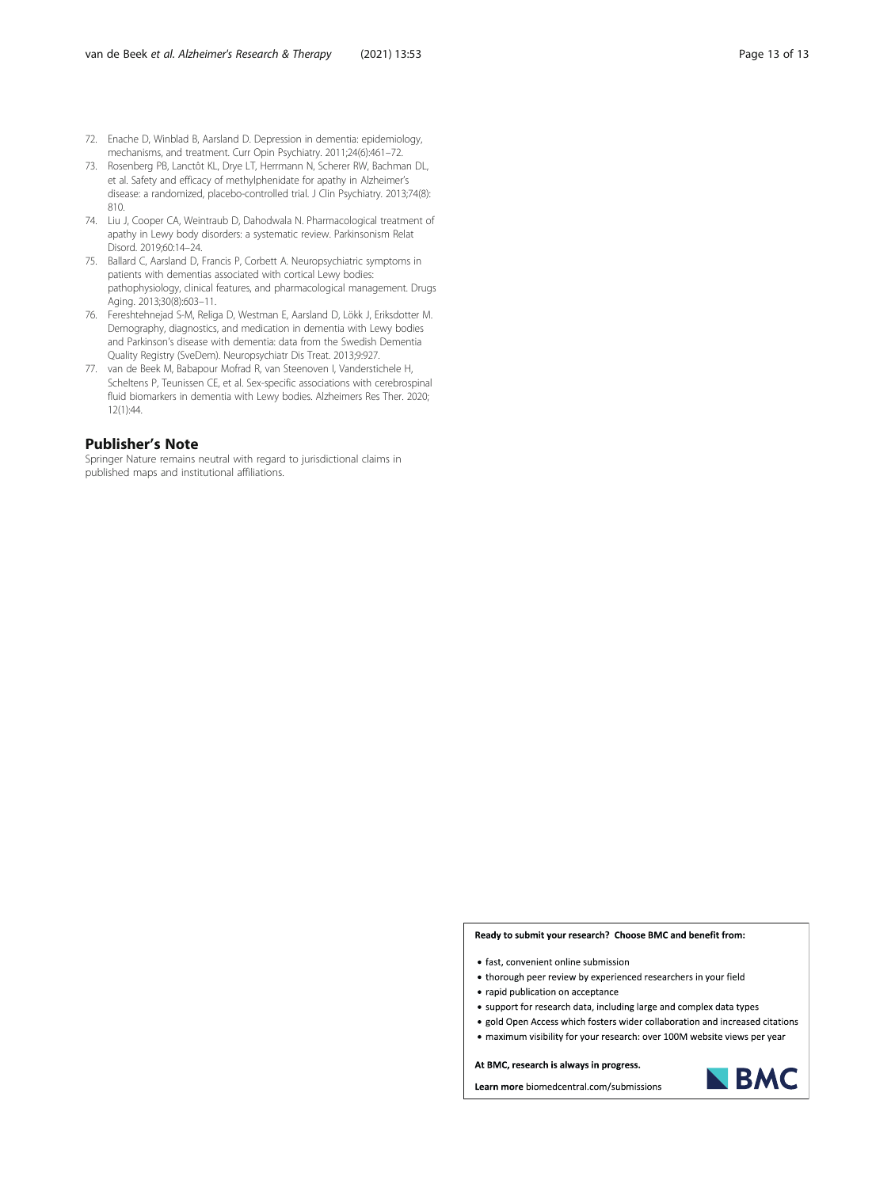72. Enache D, Winblad B, Aarsland D. Depression in dementia: epidemiology, mechanisms, and treatment. Curr Opin Psychiatry. 2011;24(6):461–72.
73. Rosenberg PB, Lanctôt KL, Drye LT, Herrmann N, Scherer RW, Bachman DL, et al. Safety and efficacy of methylphenidate for apathy in Alzheimer's disease: a randomized, placebo-controlled trial. J Clin Psychiatry. 2013;74(8):810.
74. Liu J, Cooper CA, Weintraub D, Dahodwala N. Pharmacological treatment of apathy in Lewy body disorders: a systematic review. Parkinsonism Relat Disord. 2019;60:14–24.
75. Ballard C, Aarsland D, Francis P, Corbett A. Neuropsychiatric symptoms in patients with dementias associated with cortical Lewy bodies: pathophysiology, clinical features, and pharmacological management. Drugs Aging. 2013;30(8):603–11.
76. Fereshtehnejad S-M, Religa D, Westman E, Aarsland D, Lökk J, Eriksdotter M. Demography, diagnostics, and medication in dementia with Lewy bodies and Parkinson's disease with dementia: data from the Swedish Dementia Quality Registry (SveDem). Neuropsychiatr Dis Treat. 2013;9:927.
77. van de Beek M, Babapour Mofrad R, van Steenoven I, Vanderstichele H, Scheltens P, Teunissen CE, et al. Sex-specific associations with cerebrospinal fluid biomarkers in dementia with Lewy bodies. Alzheimers Res Ther. 2020;12(1):44.

## Publisher's Note

Springer Nature remains neutral with regard to jurisdictional claims in published maps and institutional affiliations.

**Ready to submit your research? Choose BMC and benefit from:**

- fast, convenient online submission
- thorough peer review by experienced researchers in your field
- rapid publication on acceptance
- support for research data, including large and complex data types
- gold Open Access which fosters wider collaboration and increased citations
- maximum visibility for your research: over 100M website views per year

**At BMC, research is always in progress.**

**Learn more** biomedcentral.com/submissions

BMC